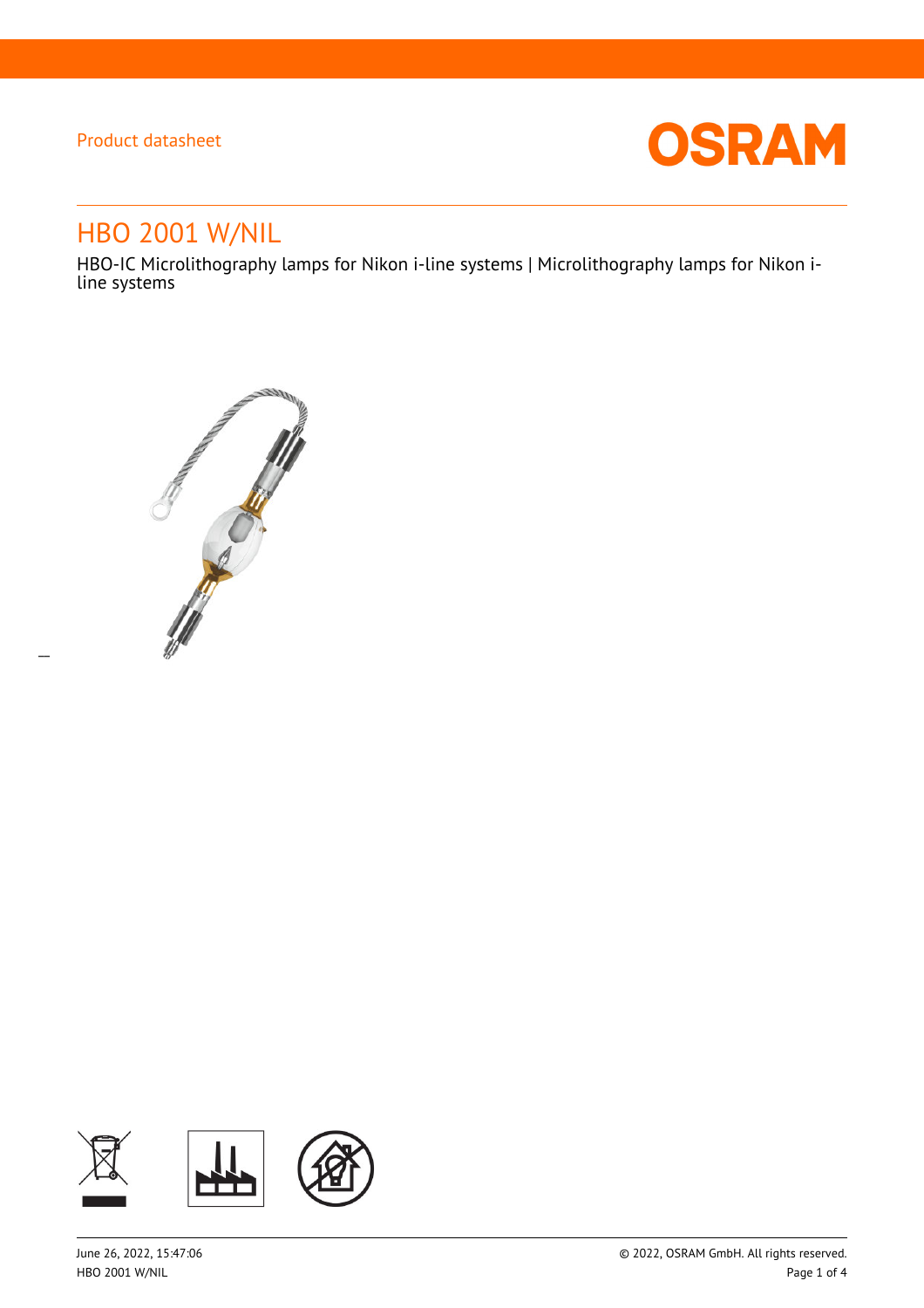Product datasheet

# HBO 2001 W/NIL

HBO-IC Microlithography lamps for Nikon i-line systems | Microlithography lamps for Nikon i-line systems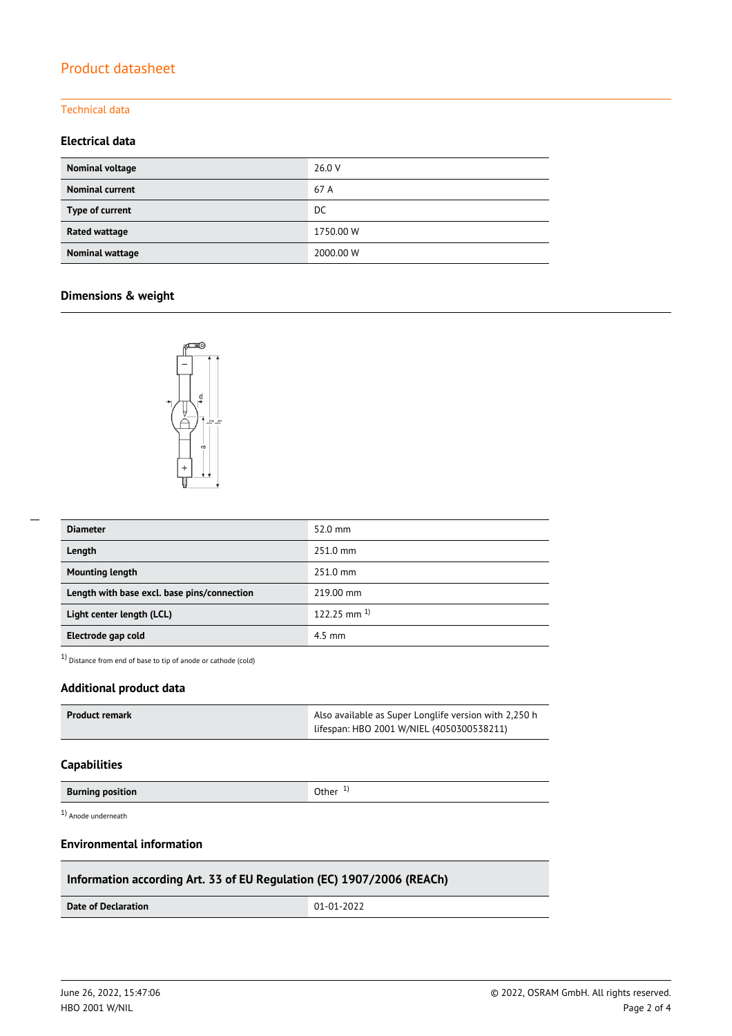# Product datasheet

## Technical data

### Electrical data

| | |
|---|---|
| **Nominal voltage** | 26.0 V |
| **Nominal current** | 67 A |
| **Type of current** | DC |
| **Rated wattage** | 1750.00 W |
| **Nominal wattage** | 2000.00 W |

### Dimensions & weight

| | |
|---|---|
| **Diameter** | 52.0 mm |
| **Length** | 251.0 mm |
| **Mounting length** | 251.0 mm |
| **Length with base excl. base pins/connection** | 219.00 mm |
| **Light center length (LCL)** | 122.25 mm [1] |
| **Electrode gap cold** | 4.5 mm |

[1] Distance from end of base to tip of anode or cathode (cold)

### Additional product data

| | |
|---|---|
| **Product remark** | Also available as Super Longlife version with 2,250 h lifespan: HBO 2001 W/NIEL (4050300538211) |

### Capabilities

| | |
|---|---|
| **Burning position** | Other [1] |

[1] Anode underneath

### Environmental information

| Information according Art. 33 of EU Regulation (EC) 1907/2006 (REACh) | |
|---|---|
| **Date of Declaration** | 01-01-2022 |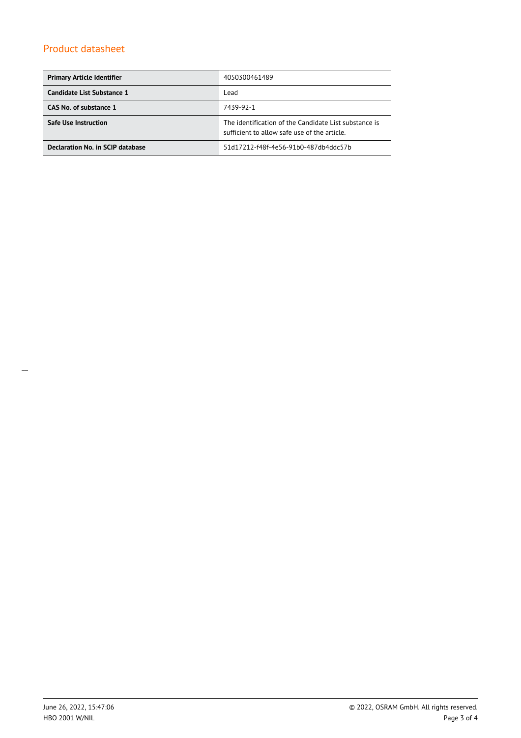## Product datasheet

| Primary Article Identifier | 4050300461489 |
|---|---|
| Candidate List Substance 1 | Lead |
| CAS No. of substance 1 | 7439-92-1 |
| Safe Use Instruction | The identification of the Candidate List substance is sufficient to allow safe use of the article. |
| Declaration No. in SCIP database | 51d17212-f48f-4e56-91b0-487db4ddc57b |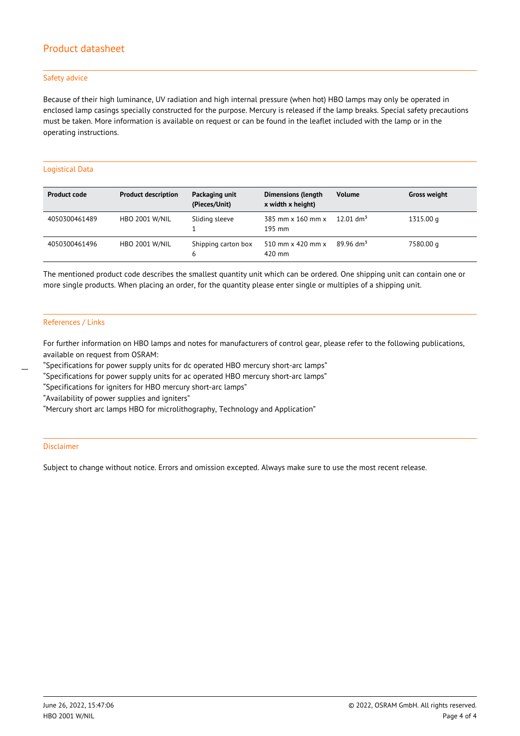## Safety advice

Because of their high luminance, UV radiation and high internal pressure (when hot) HBO lamps may only be operated in enclosed lamp casings specially constructed for the purpose. Mercury is released if the lamp breaks. Special safety precautions must be taken. More information is available on request or can be found in the leaflet included with the lamp or in the operating instructions.

## Logistical Data

| Product code | Product description | Packaging unit (Pieces/Unit) | Dimensions (length x width x height) | Volume | Gross weight |
| --- | --- | --- | --- | --- | --- |
| 4050300461489 | HBO 2001 W/NIL | Sliding sleeve 1 | 385 mm x 160 mm x 195 mm | 12.01 $dm^3$ | 1315.00 g |
| 4050300461496 | HBO 2001 W/NIL | Shipping carton box 6 | 510 mm x 420 mm x 420 mm | 89.96 $dm^3$ | 7580.00 g |

The mentioned product code describes the smallest quantity unit which can be ordered. One shipping unit can contain one or more single products. When placing an order, for the quantity please enter single or multiples of a shipping unit.

## References / Links

For further information on HBO lamps and notes for manufacturers of control gear, please refer to the following publications, available on request from OSRAM:
"Specifications for power supply units for dc operated HBO mercury short-arc lamps"
"Specifications for power supply units for ac operated HBO mercury short-arc lamps"
"Specifications for igniters for HBO mercury short-arc lamps"
"Availability of power supplies and igniters"
"Mercury short arc lamps HBO for microlithography, Technology and Application"

## Disclaimer

Subject to change without notice. Errors and omission excepted. Always make sure to use the most recent release.